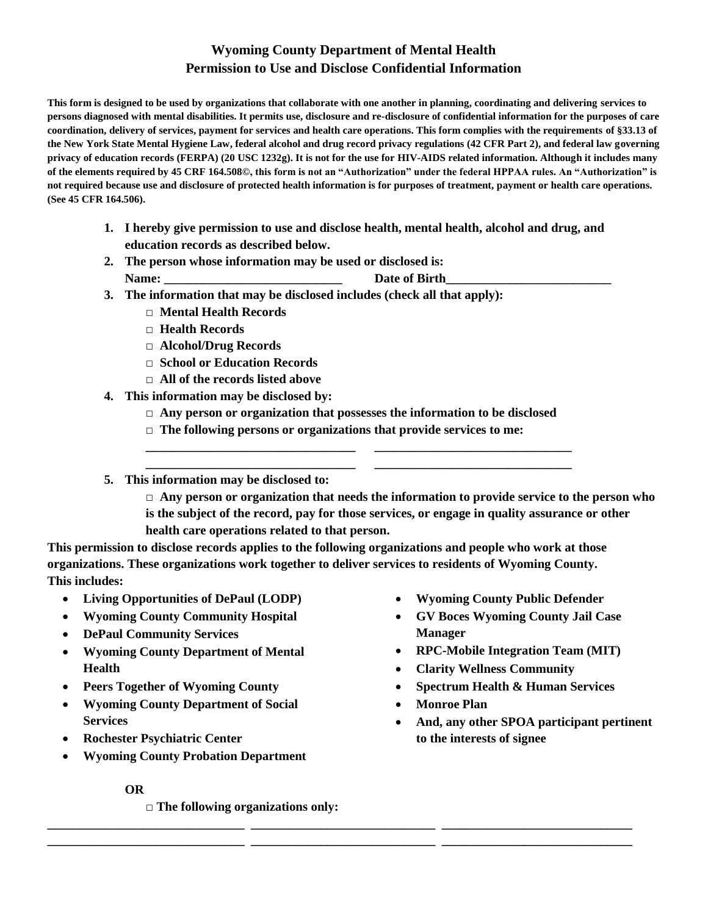# Wyoming County Department of Mental Health
## Permission to Use and Disclose Confidential Information

**This form is designed to be used by organizations that collaborate with one another in planning, coordinating and delivering services to persons diagnosed with mental disabilities. It permits use, disclosure and re-disclosure of confidential information for the purposes of care coordination, delivery of services, payment for services and health care operations. This form complies with the requirements of §33.13 of the New York State Mental Hygiene Law, federal alcohol and drug record privacy regulations (42 CFR Part 2), and federal law governing privacy of education records (FERPA) (20 USC 1232g). It is not for the use for HIV-AIDS related information. Although it includes many of the elements required by 45 CRF 164.508©, this form is not an "Authorization" under the federal HPPAA rules. An "Authorization" is not required because use and disclosure of protected health information is for purposes of treatment, payment or health care operations. (See 45 CFR 164.506).**

1. **I hereby give permission to use and disclose health, mental health, alcohol and drug, and education records as described below.**
2. **The person whose information may be used or disclosed is:**
   **Name: ____________________________ Date of Birth__________________________**
3. **The information that may be disclosed includes (check all that apply):**
   - □ **Mental Health Records**
   - □ **Health Records**
   - □ **Alcohol/Drug Records**
   - □ **School or Education Records**
   - □ **All of the records listed above**
4. **This information may be disclosed by:**
   - □ **Any person or organization that possesses the information to be disclosed**
   - □ **The following persons or organizations that provide services to me:**

     _________________________________ _______________________________
     _________________________________ _______________________________
5. **This information may be disclosed to:**
   - □ **Any person or organization that needs the information to provide service to the person who is the subject of the record, pay for those services, or engage in quality assurance or other health care operations related to that person.**

**This permission to disclose records applies to the following organizations and people who work at those organizations. These organizations work together to deliver services to residents of Wyoming County. This includes:**

- **Living Opportunities of DePaul (LODP)**
- **Wyoming County Community Hospital**
- **DePaul Community Services**
- **Wyoming County Department of Mental Health**
- **Peers Together of Wyoming County**
- **Wyoming County Department of Social Services**
- **Rochester Psychiatric Center**
- **Wyoming County Probation Department**
- **Wyoming County Public Defender**
- **GV Boces Wyoming County Jail Case Manager**
- **RPC-Mobile Integration Team (MIT)**
- **Clarity Wellness Community**
- **Spectrum Health & Human Services**
- **Monroe Plan**
- **And, any other SPOA participant pertinent to the interests of signee**

**OR**

□ **The following organizations only:**

______________________________ ____________________________ _____________________________
______________________________ ____________________________ _____________________________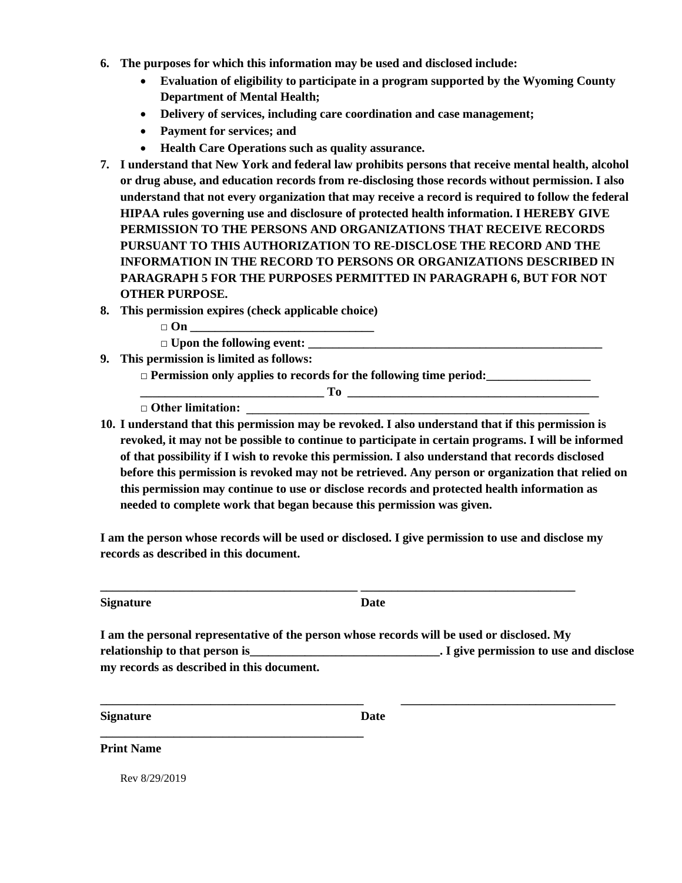6. **The purposes for which this information may be used and disclosed include:**
   - **Evaluation of eligibility to participate in a program supported by the Wyoming County Department of Mental Health;**
   - **Delivery of services, including care coordination and case management;**
   - **Payment for services; and**
   - **Health Care Operations such as quality assurance.**
7. **I understand that New York and federal law prohibits persons that receive mental health, alcohol or drug abuse, and education records from re-disclosing those records without permission. I also understand that not every organization that may receive a record is required to follow the federal HIPAA rules governing use and disclosure of protected health information. I HEREBY GIVE PERMISSION TO THE PERSONS AND ORGANIZATIONS THAT RECEIVE RECORDS PURSUANT TO THIS AUTHORIZATION TO RE-DISCLOSE THE RECORD AND THE INFORMATION IN THE RECORD TO PERSONS OR ORGANIZATIONS DESCRIBED IN PARAGRAPH 5 FOR THE PURPOSES PERMITTED IN PARAGRAPH 6, BUT FOR NOT OTHER PURPOSE.**
8. **This permission expires (check applicable choice)**

   **□ On ______________________________**

   **□ Upon the following event: __________________________________________________**
9. **This permission is limited as follows:**

   **□ Permission only applies to records for the following time period:_________________**

   **______________________________ To __________________________________________**

   **□ Other limitation: __________________________________________________________**
10. **I understand that this permission may be revoked. I also understand that if this permission is revoked, it may not be possible to continue to participate in certain programs. I will be informed of that possibility if I wish to revoke this permission. I also understand that records disclosed before this permission is revoked may not be retrieved. Any person or organization that relied on this permission may continue to use or disclose records and protected health information as needed to complete work that began because this permission was given.**

**I am the person whose records will be used or disclosed. I give permission to use and disclose my records as described in this document.**

**___________________________________________ ___________________________________**

**Signature** **Date**

**I am the personal representative of the person whose records will be used or disclosed. My relationship to that person is______________________________. I give permission to use and disclose my records as described in this document.**

**____________________________________________ ___________________________________**

**Signature** **Date**

**____________________________________________**

**Print Name**

Rev 8/29/2019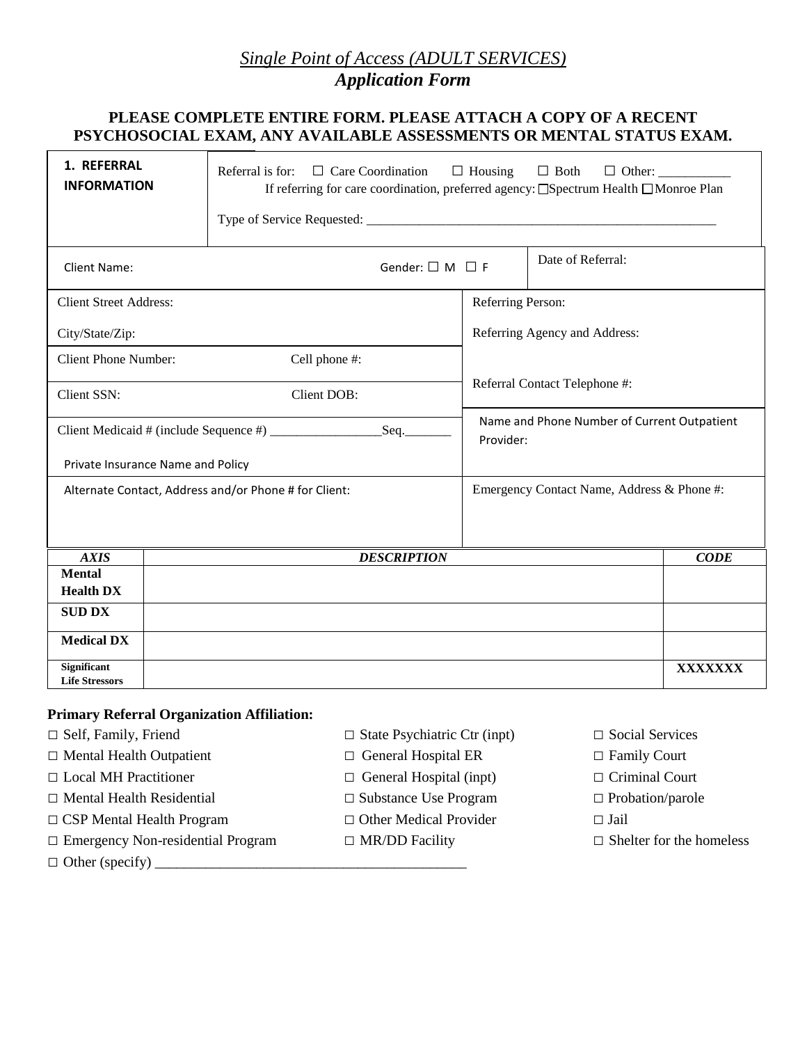# *Single Point of Access (ADULT SERVICES)*
## ***Application Form***

**PLEASE COMPLETE ENTIRE FORM. PLEASE ATTACH A COPY OF A RECENT PSYCHOSOCIAL EXAM, ANY AVAILABLE ASSESSMENTS OR MENTAL STATUS EXAM.**

| **1. REFERRAL INFORMATION** | Referral is for: ☐ Care Coordination ☐ Housing ☐ Both ☐ Other: ___________<br>If referring for care coordination, preferred agency: ☐Spectrum Health ☐Monroe Plan<br><br>Type of Service Requested: _______________________________________________________ |
|---|---|

| | |
|---|---|
| Client Name: Gender: ☐ M ☐ F | Date of Referral: |
| Client Street Address:<br><br>City/State/Zip: | Referring Person:<br><br>Referring Agency and Address: |
| Client Phone Number: Cell phone #: | |
| Client SSN: Client DOB: | Referral Contact Telephone #: |
| Client Medicaid # (include Sequence #) _________________Seq._______<br><br>Private Insurance Name and Policy | Name and Phone Number of Current Outpatient Provider: |
| Alternate Contact, Address and/or Phone # for Client: | Emergency Contact Name, Address & Phone #: |

| ***AXIS*** | ***DESCRIPTION*** | ***CODE*** |
|---|---|---|
| **Mental Health DX** | | |
| **SUD DX** | | |
| **Medical DX** | | |
| **Significant Life Stressors** | | **XXXXXXX** |

**Primary Referral Organization Affiliation:**

- ☐ Self, Family, Friend
- ☐ Mental Health Outpatient
- ☐ Local MH Practitioner
- ☐ Mental Health Residential
- ☐ CSP Mental Health Program
- ☐ Emergency Non-residential Program
- ☐ State Psychiatric Ctr (inpt)
- ☐ General Hospital ER
- ☐ General Hospital (inpt)
- ☐ Substance Use Program
- ☐ Other Medical Provider
- ☐ MR/DD Facility
- ☐ Social Services
- ☐ Family Court
- ☐ Criminal Court
- ☐ Probation/parole
- ☐ Jail
- ☐ Shelter for the homeless
- ☐ Other (specify) ____________________________________________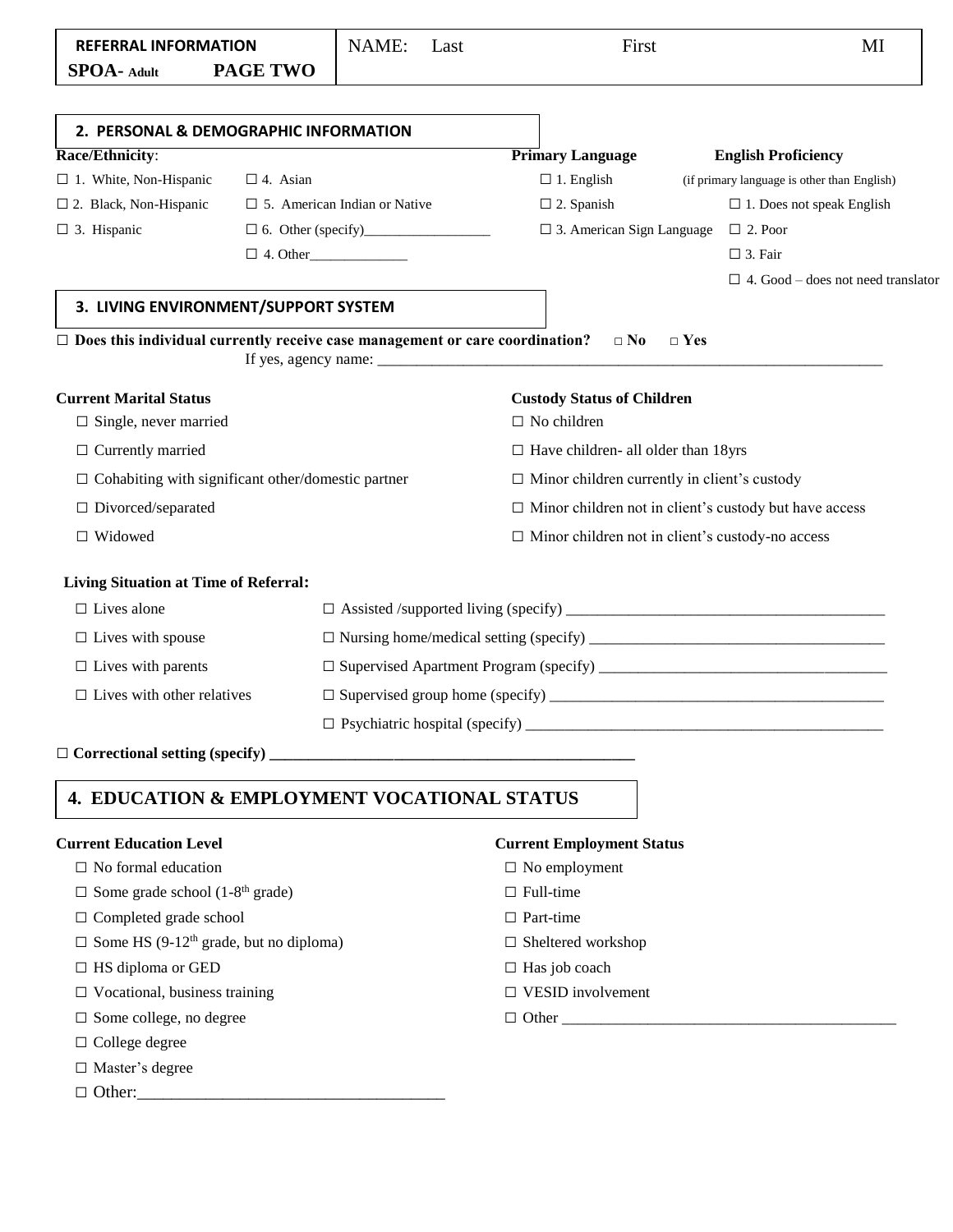| **REFERRAL INFORMATION** | NAME: Last | First | MI |
|---|---|---|---|
| **SPOA- Adult PAGE TWO** | | | |

## 2. PERSONAL & DEMOGRAPHIC INFORMATION

**Race/Ethnicity**:

☐ 1. White, Non-Hispanic ☐ 4. Asian

☐ 2. Black, Non-Hispanic ☐ 5. American Indian or Native

☐ 3. Hispanic ☐ 6. Other (specify)_________________

☐ 4. Other_____________

**Primary Language**

☐ 1. English

☐ 2. Spanish

☐ 3. American Sign Language

**English Proficiency**

(if primary language is other than English)

☐ 1. Does not speak English

☐ 2. Poor

☐ 3. Fair

☐ 4. Good – does not need translator

## 3. LIVING ENVIRONMENT/SUPPORT SYSTEM

☐ **Does this individual currently receive case management or care coordination?** □ **No** □ **Yes**

If yes, agency name: _________________________________________________________________

**Current Marital Status**

☐ Single, never married

☐ Currently married

☐ Cohabiting with significant other/domestic partner

☐ Divorced/separated

☐ Widowed

**Custody Status of Children**

☐ No children

☐ Have children- all older than 18yrs

☐ Minor children currently in client's custody

☐ Minor children not in client's custody but have access

☐ Minor children not in client's custody-no access

**Living Situation at Time of Referral:**

☐ Lives alone

☐ Lives with spouse

☐ Lives with parents

☐ Lives with other relatives

☐ Assisted /supported living (specify) _________________________________________

☐ Nursing home/medical setting (specify) ______________________________________

☐ Supervised Apartment Program (specify) _____________________________________

☐ Supervised group home (specify) ___________________________________________

☐ Psychiatric hospital (specify) _______________________________________________

☐ **Correctional setting (specify)** _________________________________________________

## 4. EDUCATION & EMPLOYMENT VOCATIONAL STATUS

**Current Education Level**

☐ No formal education

☐ Some grade school (1-8th grade)

☐ Completed grade school

☐ Some HS (9-12th grade, but no diploma)

☐ HS diploma or GED

☐ Vocational, business training

☐ Some college, no degree

☐ College degree

☐ Master's degree

☐ Other:_____________________________________

**Current Employment Status**

☐ No employment

☐ Full-time

☐ Part-time

☐ Sheltered workshop

☐ Has job coach

☐ VESID involvement

☐ Other ___________________________________________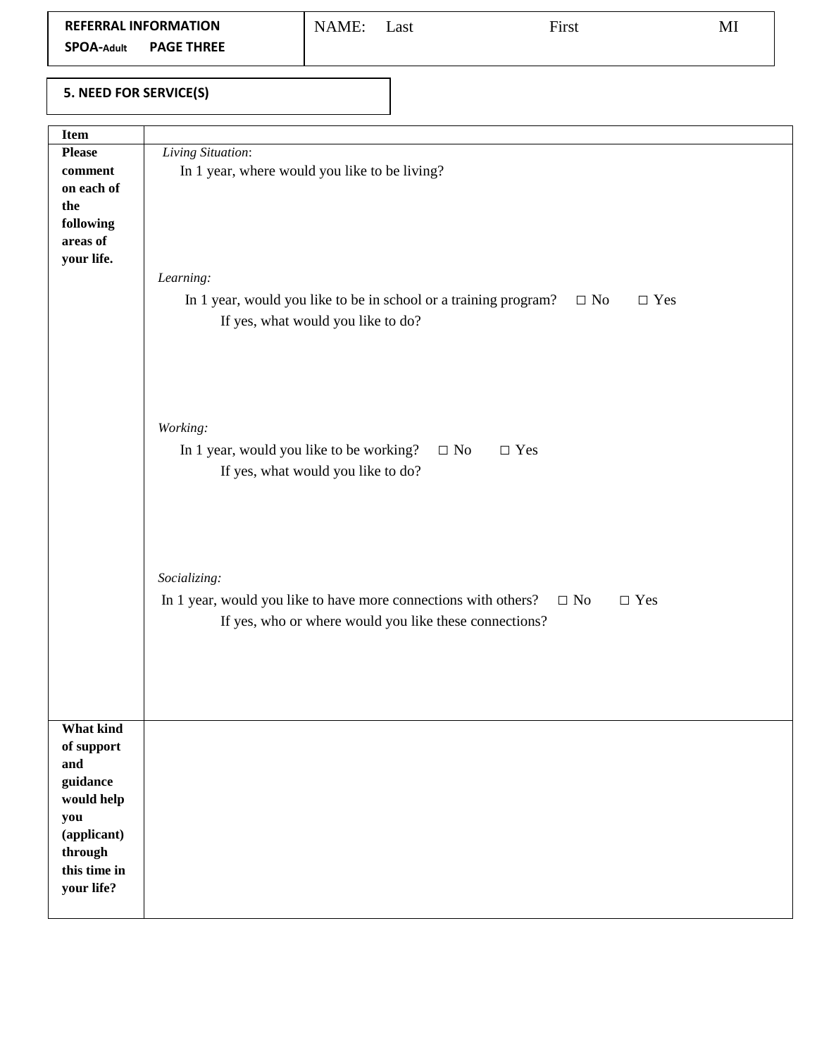| REFERRAL INFORMATION<br>SPOA-Adult PAGE THREE | NAME: Last First MI |
|---|---|

**5. NEED FOR SERVICE(S)**

| Item | |
|---|---|
| **Please comment on each of the following areas of your life.** | *Living Situation*:<br>In 1 year, where would you like to be living?<br><br>*Learning:*<br>In 1 year, would you like to be in school or a training program? □ No □ Yes<br>If yes, what would you like to do?<br><br>*Working:*<br>In 1 year, would you like to be working? □ No □ Yes<br>If yes, what would you like to do?<br><br>*Socializing:*<br>In 1 year, would you like to have more connections with others? □ No □ Yes<br>If yes, who or where would you like these connections? |
| **What kind of support and guidance would help you (applicant) through this time in your life?** | |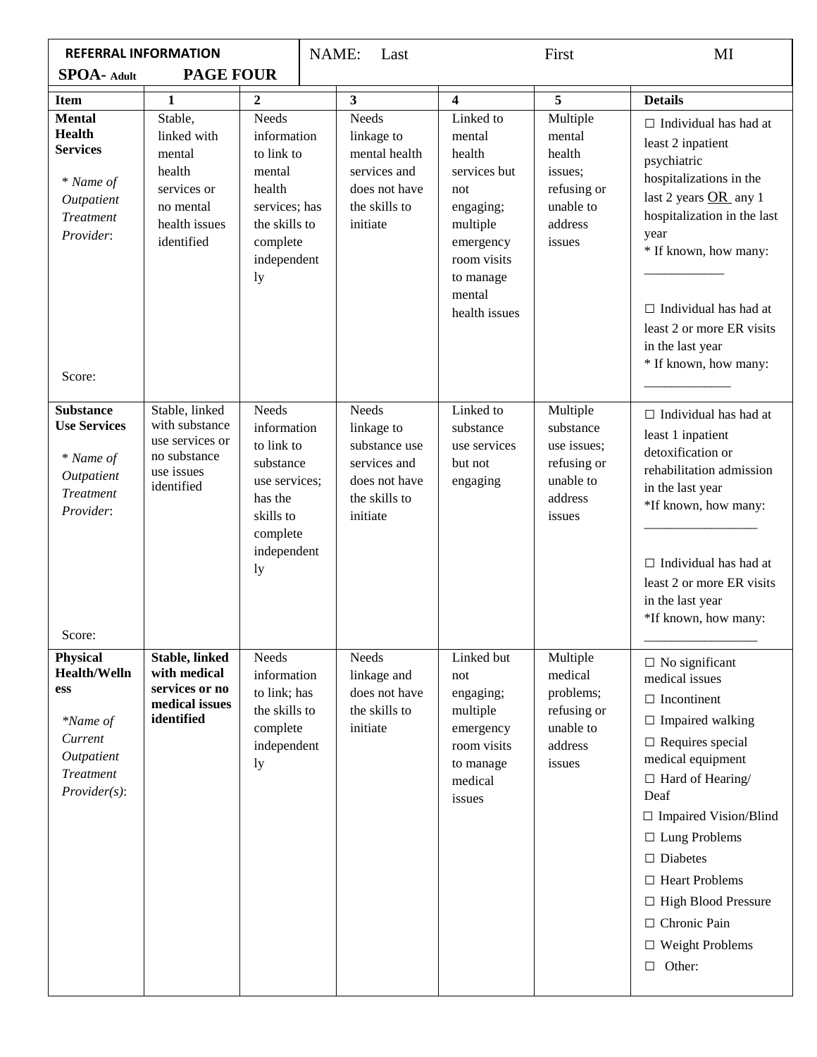**REFERRAL INFORMATION**

**SPOA-** **Adult** **PAGE FOUR**

NAME: Last First MI

| Item | 1 | 2 | 3 | 4 | 5 | Details |
|---|---|---|---|---|---|---|
| **Mental Health Services**<br><br>* *Name of Outpatient Treatment Provider*:<br><br>Score: | Stable, linked with mental health services or no mental health issues identified | Needs information to link to mental health services; has the skills to complete independently | Needs linkage to mental health services and does not have the skills to initiate | Linked to mental health services but not engaging; multiple emergency room visits to manage mental health issues | Multiple mental health issues; refusing or unable to address issues | ☐ Individual has had at least 2 inpatient psychiatric hospitalizations in the last 2 years OR any 1 hospitalization in the last year<br>* If known, how many: ___________<br><br>☐ Individual has had at least 2 or more ER visits in the last year<br>* If known, how many: ____________ |
| **Substance Use Services**<br><br>* *Name of Outpatient Treatment Provider*:<br><br>Score: | Stable, linked with substance use services or no substance use issues identified | Needs information to link to substance use services; has the skills to complete independently | Needs linkage to substance use services and does not have the skills to initiate | Linked to substance use services but not engaging | Multiple substance use issues; refusing or unable to address issues | ☐ Individual has had at least 1 inpatient detoxification or rehabilitation admission in the last year<br>*If known, how many: ________________<br><br>☐ Individual has had at least 2 or more ER visits in the last year<br>*If known, how many: ________________ |
| **Physical Health/Wellness**<br><br>*\*Name of Current Outpatient Treatment Provider(s)*: | **Stable, linked with medical services or no medical issues identified** | Needs information to link; has the skills to complete independently | Needs linkage and does not have the skills to initiate | Linked but not engaging; multiple emergency room visits to manage medical issues | Multiple medical problems; refusing or unable to address issues | ☐ No significant medical issues<br>☐ Incontinent<br>☐ Impaired walking<br>☐ Requires special medical equipment<br>☐ Hard of Hearing/ Deaf<br>☐ Impaired Vision/Blind<br>☐ Lung Problems<br>☐ Diabetes<br>☐ Heart Problems<br>☐ High Blood Pressure<br>☐ Chronic Pain<br>☐ Weight Problems<br>☐ Other: |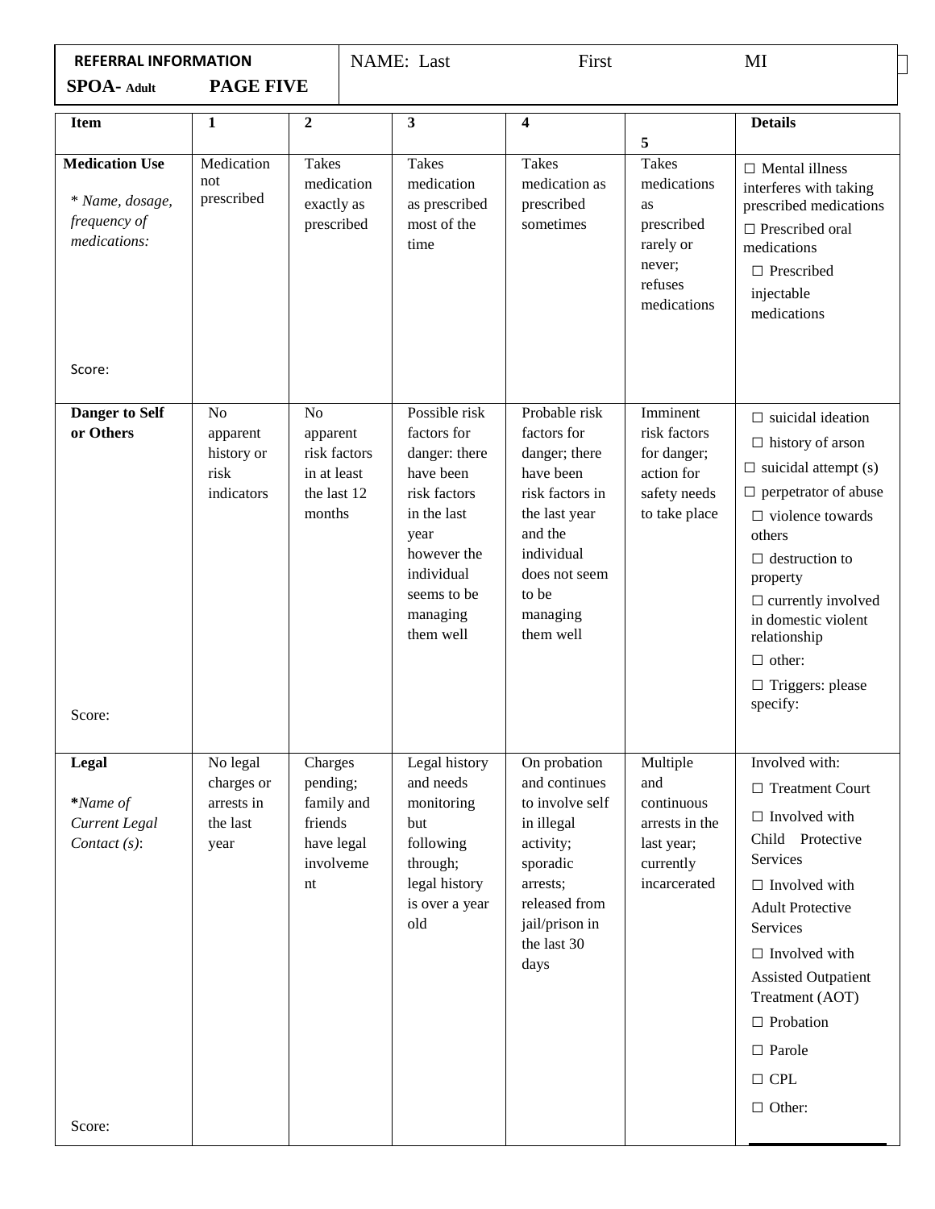| **REFERRAL INFORMATION**<br>**SPOA- Adult** **PAGE FIVE** | NAME: Last First MI |
|---|---|

| **Item** | **1** | **2** | **3** | **4** | **5** | **Details** |
|---|---|---|---|---|---|---|
| **Medication Use**<br>*\* Name, dosage, frequency of medications:*<br><br>Score: | Medication not prescribed | Takes medication exactly as prescribed | Takes medication as prescribed most of the time | Takes medication as prescribed sometimes | Takes medications as prescribed rarely or never; refuses medications | ☐ Mental illness interferes with taking prescribed medications<br>☐ Prescribed oral medications<br>☐ Prescribed injectable medications |
| **Danger to Self or Others**<br><br>Score: | No apparent history or risk indicators | No apparent risk factors in at least the last 12 months | Possible risk factors for danger: there have been risk factors in the last year however the individual seems to be managing them well | Probable risk factors for danger; there have been risk factors in the last year and the individual does not seem to be managing them well | Imminent risk factors for danger; action for safety needs to take place | ☐ suicidal ideation<br>☐ history of arson<br>☐ suicidal attempt (s)<br>☐ perpetrator of abuse<br>☐ violence towards others<br>☐ destruction to property<br>☐ currently involved in domestic violent relationship<br>☐ other:<br>☐ Triggers: please specify: |
| **Legal**<br>***Name of Current Legal Contact (s)**:<br><br>Score: | No legal charges or arrests in the last year | Charges pending; family and friends have legal involvement | Legal history and needs monitoring but following through; legal history is over a year old | On probation and continues to involve self in illegal activity; sporadic arrests; released from jail/prison in the last 30 days | Multiple and continuous arrests in the last year; currently incarcerated | Involved with:<br>☐ Treatment Court<br>☐ Involved with Child Protective Services<br>☐ Involved with Adult Protective Services<br>☐ Involved with Assisted Outpatient Treatment (AOT)<br>☐ Probation<br>☐ Parole<br>☐ CPL<br>☐ Other: |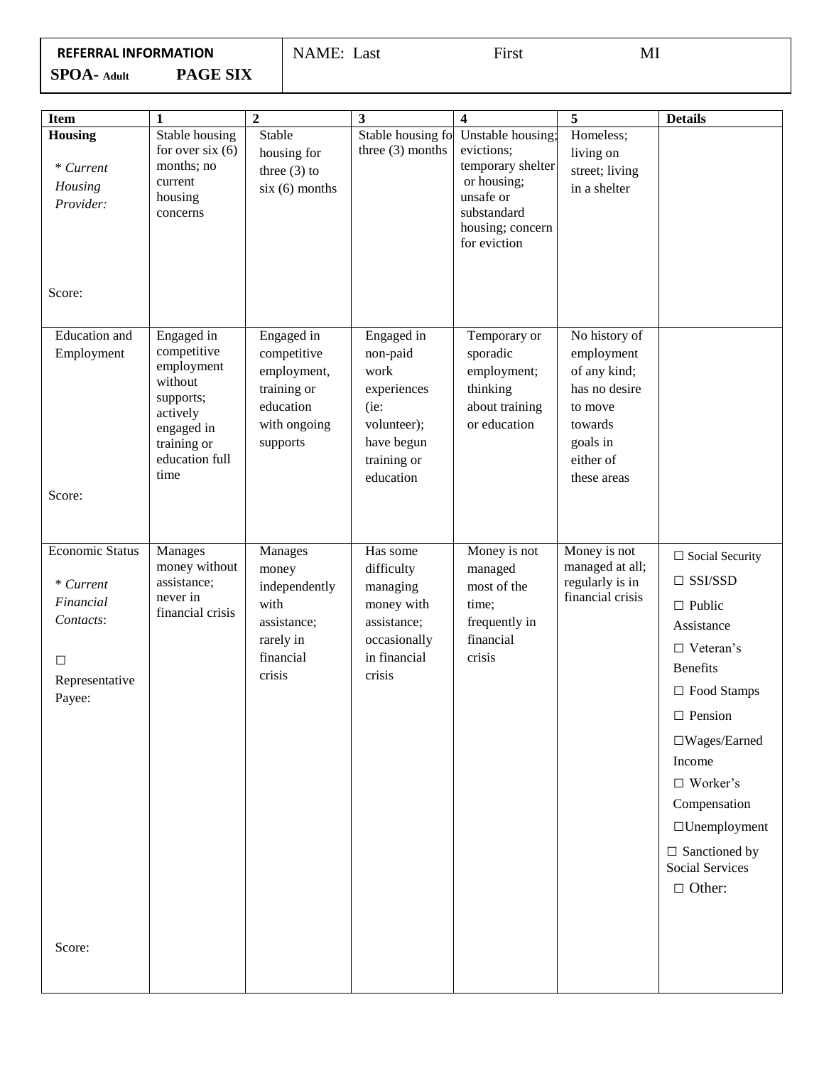| REFERRAL INFORMATION<br>SPOA- Adult PAGE SIX | NAME: Last First MI |
|---|---|

| Item | 1 | 2 | 3 | 4 | 5 | Details |
|---|---|---|---|---|---|---|
| **Housing**<br><br>* *Current Housing Provider:*<br><br>Score: | Stable housing for over six (6) months; no current housing concerns | Stable housing for three (3) to six (6) months | Stable housing fo three (3) months | Unstable housing; evictions; temporary shelter or housing; unsafe or substandard housing; concern for eviction | Homeless; living on street; living in a shelter | |
| Education and Employment<br><br>Score: | Engaged in competitive employment without supports; actively engaged in training or education full time | Engaged in competitive employment, training or education with ongoing supports | Engaged in non-paid work experiences (ie: volunteer); have begun training or education | Temporary or sporadic employment; thinking about training or education | No history of employment of any kind; has no desire to move towards goals in either of these areas | |
| Economic Status<br><br>* *Current Financial Contacts*:<br><br>☐ Representative Payee:<br><br>Score: | Manages money without assistance; never in financial crisis | Manages money independently with assistance; rarely in financial crisis | Has some difficulty managing money with assistance; occasionally in financial crisis | Money is not managed most of the time; frequently in financial crisis | Money is not managed at all; regularly is in financial crisis | ☐ Social Security<br>☐ SSI/SSD<br>☐ Public Assistance<br>☐ Veteran's Benefits<br>☐ Food Stamps<br>☐ Pension<br>☐Wages/Earned Income<br>☐ Worker's Compensation<br>☐Unemployment<br>☐ Sanctioned by Social Services<br>☐ Other: |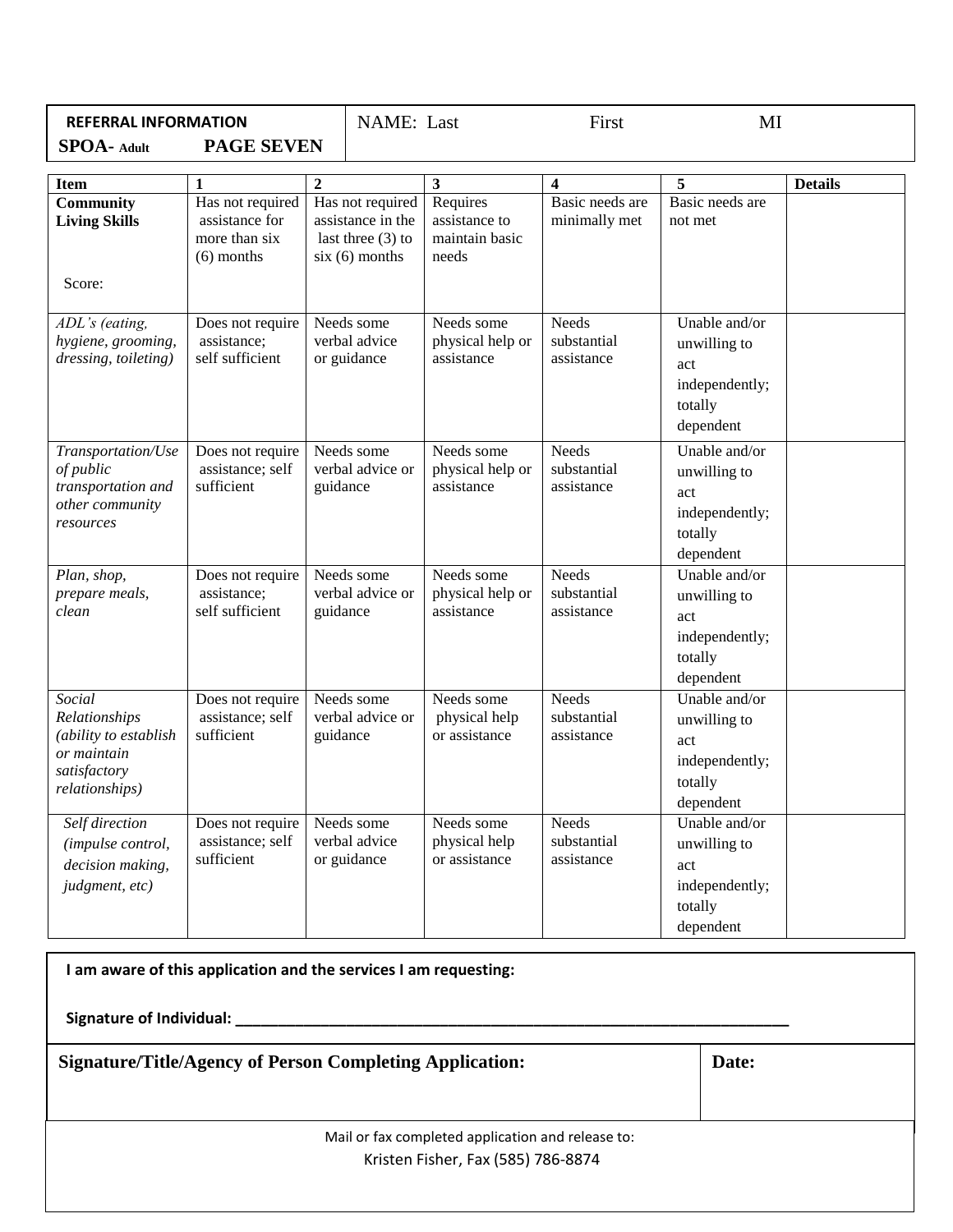| **REFERRAL INFORMATION** **SPOA-** Adult **PAGE SEVEN** | NAME: Last First MI |
|---|---|

| Item | 1 | 2 | 3 | 4 | 5 | Details |
|---|---|---|---|---|---|---|
| **Community Living Skills** Score: | Has not required assistance for more than six (6) months | Has not required assistance in the last three (3) to six (6) months | Requires assistance to maintain basic needs | Basic needs are minimally met | Basic needs are not met | |
| *ADL's (eating, hygiene, grooming, dressing, toileting)* | Does not require assistance; self sufficient | Needs some verbal advice or guidance | Needs some physical help or assistance | Needs substantial assistance | Unable and/or unwilling to act independently; totally dependent | |
| *Transportation/Use of public transportation and other community resources* | Does not require assistance; self sufficient | Needs some verbal advice or guidance | Needs some physical help or assistance | Needs substantial assistance | Unable and/or unwilling to act independently; totally dependent | |
| *Plan, shop, prepare meals, clean* | Does not require assistance; self sufficient | Needs some verbal advice or guidance | Needs some physical help or assistance | Needs substantial assistance | Unable and/or unwilling to act independently; totally dependent | |
| *Social Relationships (ability to establish or maintain satisfactory relationships)* | Does not require assistance; self sufficient | Needs some verbal advice or guidance | Needs some physical help or assistance | Needs substantial assistance | Unable and/or unwilling to act independently; totally dependent | |
| *Self direction (impulse control, decision making, judgment, etc)* | Does not require assistance; self sufficient | Needs some verbal advice or guidance | Needs some physical help or assistance | Needs substantial assistance | Unable and/or unwilling to act independently; totally dependent | |

**I am aware of this application and the services I am requesting:**

**Signature of Individual:** ______________________________________________________________________

| **Signature/Title/Agency of Person Completing Application:** | **Date:** |
|---|---|

Mail or fax completed application and release to:

Kristen Fisher, Fax (585) 786-8874